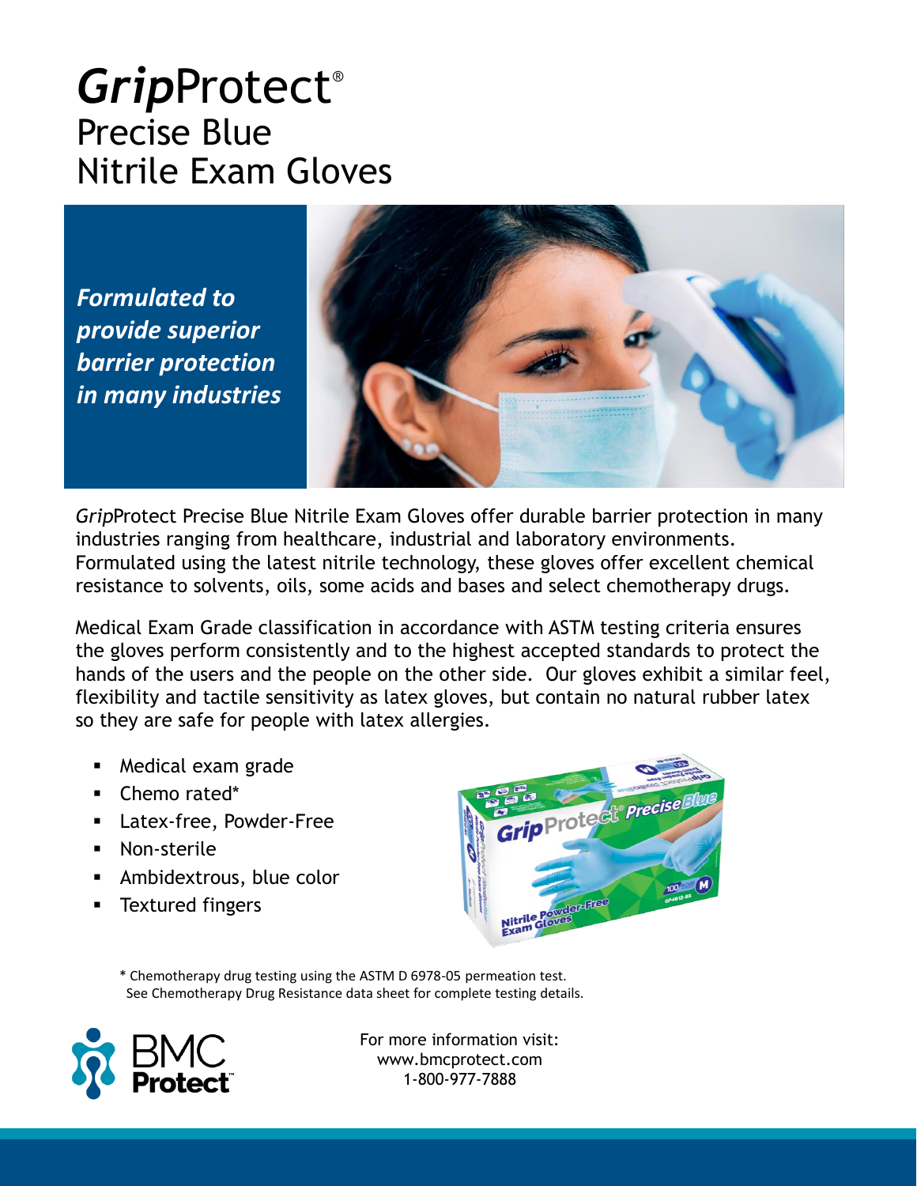# *Grip*Protect®
## Precise Blue
## Nitrile Exam Gloves

***Formulated to provide superior barrier protection in many industries***

*Grip*Protect Precise Blue Nitrile Exam Gloves offer durable barrier protection in many industries ranging from healthcare, industrial and laboratory environments. Formulated using the latest nitrile technology, these gloves offer excellent chemical resistance to solvents, oils, some acids and bases and select chemotherapy drugs.

Medical Exam Grade classification in accordance with ASTM testing criteria ensures the gloves perform consistently and to the highest accepted standards to protect the hands of the users and the people on the other side. Our gloves exhibit a similar feel, flexibility and tactile sensitivity as latex gloves, but contain no natural rubber latex so they are safe for people with latex allergies.

- Medical exam grade
- Chemo rated*
- Latex-free, Powder-Free
- Non-sterile
- Ambidextrous, blue color
- Textured fingers

\* Chemotherapy drug testing using the ASTM D 6978-05 permeation test. See Chemotherapy Drug Resistance data sheet for complete testing details.

BMC Protect™

For more information visit:
www.bmcprotect.com
1-800-977-7888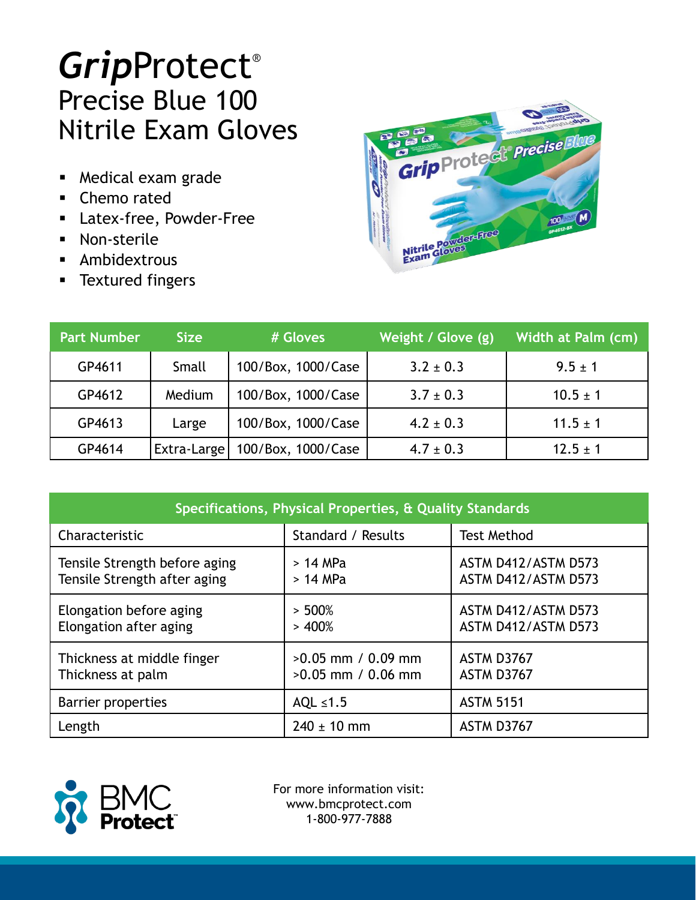# *Grip*Protect®

## Precise Blue 100 Nitrile Exam Gloves

- Medical exam grade
- Chemo rated
- Latex-free, Powder-Free
- Non-sterile
- Ambidextrous
- Textured fingers

| Part Number | Size | # Gloves | Weight / Glove (g) | Width at Palm (cm) |
|---|---|---|---|---|
| GP4611 | Small | 100/Box, 1000/Case | 3.2 ± 0.3 | 9.5 ± 1 |
| GP4612 | Medium | 100/Box, 1000/Case | 3.7 ± 0.3 | 10.5 ± 1 |
| GP4613 | Large | 100/Box, 1000/Case | 4.2 ± 0.3 | 11.5 ± 1 |
| GP4614 | Extra-Large | 100/Box, 1000/Case | 4.7 ± 0.3 | 12.5 ± 1 |

| Specifications, Physical Properties, & Quality Standards | | |
|---|---|---|
| Characteristic | Standard / Results | Test Method |
| Tensile Strength before aging<br>Tensile Strength after aging | > 14 MPa<br>> 14 MPa | ASTM D412/ASTM D573<br>ASTM D412/ASTM D573 |
| Elongation before aging<br>Elongation after aging | > 500%<br>> 400% | ASTM D412/ASTM D573<br>ASTM D412/ASTM D573 |
| Thickness at middle finger<br>Thickness at palm | >0.05 mm / 0.09 mm<br>>0.05 mm / 0.06 mm | ASTM D3767<br>ASTM D3767 |
| Barrier properties | AQL ≤1.5 | ASTM 5151 |
| Length | 240 ± 10 mm | ASTM D3767 |

BMC Protect™

For more information visit:
www.bmcprotect.com
1-800-977-7888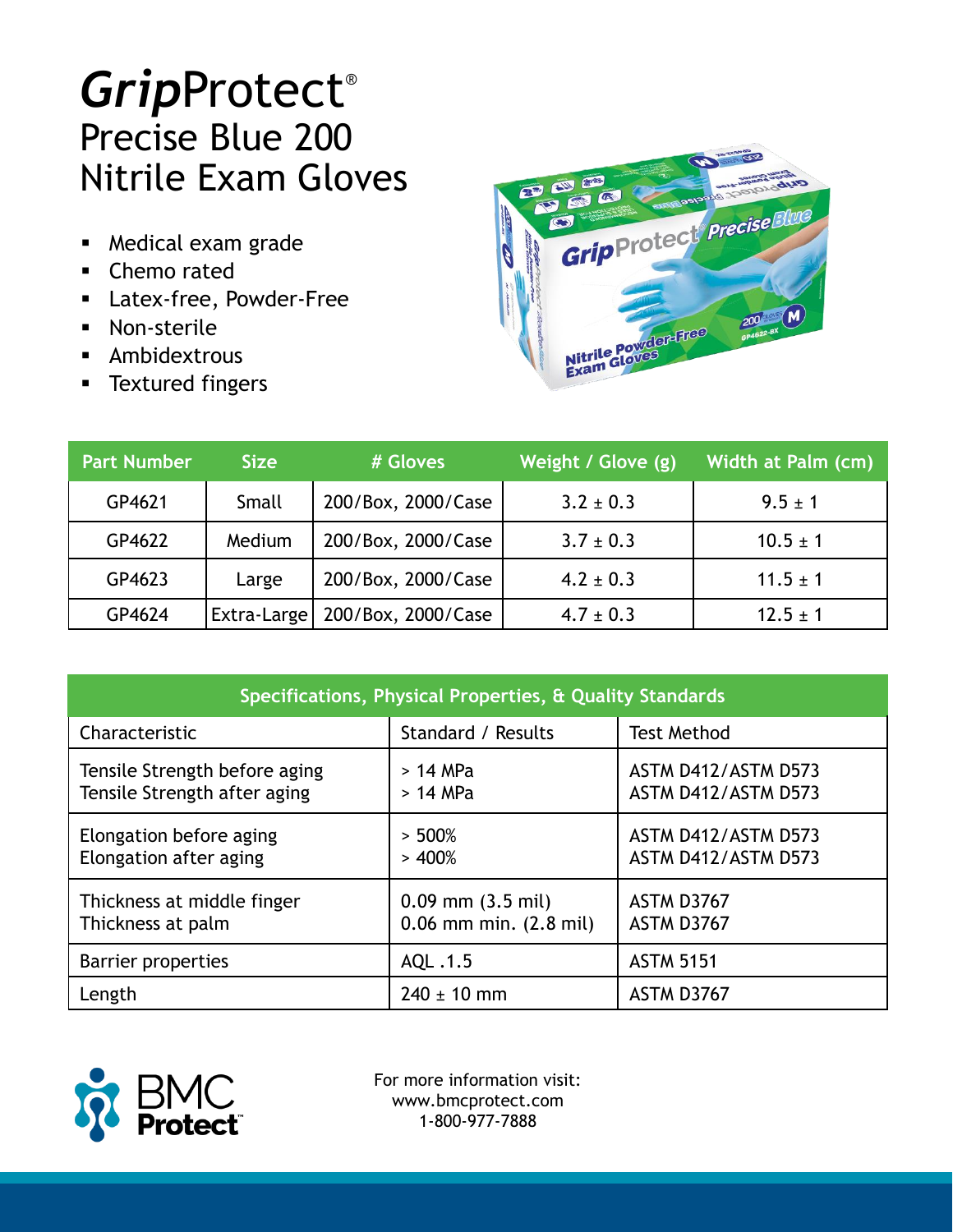# *Grip*Protect®

## Precise Blue 200 Nitrile Exam Gloves

- Medical exam grade
- Chemo rated
- Latex-free, Powder-Free
- Non-sterile
- Ambidextrous
- Textured fingers

| Part Number | Size | # Gloves | Weight / Glove (g) | Width at Palm (cm) |
|---|---|---|---|---|
| GP4621 | Small | 200/Box, 2000/Case | 3.2 ± 0.3 | 9.5 ± 1 |
| GP4622 | Medium | 200/Box, 2000/Case | 3.7 ± 0.3 | 10.5 ± 1 |
| GP4623 | Large | 200/Box, 2000/Case | 4.2 ± 0.3 | 11.5 ± 1 |
| GP4624 | Extra-Large | 200/Box, 2000/Case | 4.7 ± 0.3 | 12.5 ± 1 |

| Specifications, Physical Properties, & Quality Standards | | |
|---|---|---|
| Characteristic | Standard / Results | Test Method |
| Tensile Strength before aging<br>Tensile Strength after aging | > 14 MPa<br>> 14 MPa | ASTM D412/ASTM D573<br>ASTM D412/ASTM D573 |
| Elongation before aging<br>Elongation after aging | > 500%<br>> 400% | ASTM D412/ASTM D573<br>ASTM D412/ASTM D573 |
| Thickness at middle finger<br>Thickness at palm | 0.09 mm (3.5 mil)<br>0.06 mm min. (2.8 mil) | ASTM D3767<br>ASTM D3767 |
| Barrier properties | AQL .1.5 | ASTM 5151 |
| Length | 240 ± 10 mm | ASTM D3767 |

BMC Protect™

For more information visit:
www.bmcprotect.com
1-800-977-7888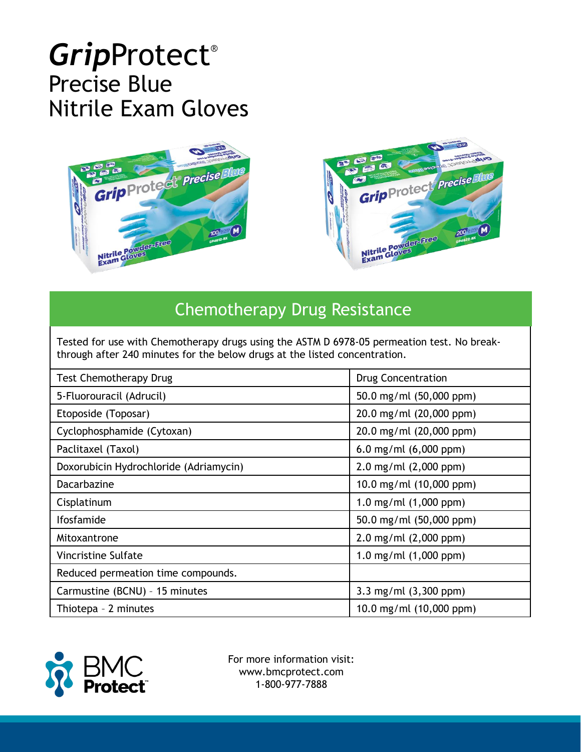# *Grip*Protect®

## Precise Blue Nitrile Exam Gloves

## Chemotherapy Drug Resistance

Tested for use with Chemotherapy drugs using the ASTM D 6978-05 permeation test. No break-through after 240 minutes for the below drugs at the listed concentration.

| Test Chemotherapy Drug | Drug Concentration |
|---|---|
| 5-Fluorouracil (Adrucil) | 50.0 mg/ml (50,000 ppm) |
| Etoposide (Toposar) | 20.0 mg/ml (20,000 ppm) |
| Cyclophosphamide (Cytoxan) | 20.0 mg/ml (20,000 ppm) |
| Paclitaxel (Taxol) | 6.0 mg/ml (6,000 ppm) |
| Doxorubicin Hydrochloride (Adriamycin) | 2.0 mg/ml (2,000 ppm) |
| Dacarbazine | 10.0 mg/ml (10,000 ppm) |
| Cisplatinum | 1.0 mg/ml (1,000 ppm) |
| Ifosfamide | 50.0 mg/ml (50,000 ppm) |
| Mitoxantrone | 2.0 mg/ml (2,000 ppm) |
| Vincristine Sulfate | 1.0 mg/ml (1,000 ppm) |
| Reduced permeation time compounds. | |
| Carmustine (BCNU) – 15 minutes | 3.3 mg/ml (3,300 ppm) |
| Thiotepa – 2 minutes | 10.0 mg/ml (10,000 ppm) |

BMC Protect™

For more information visit:
www.bmcprotect.com
1-800-977-7888